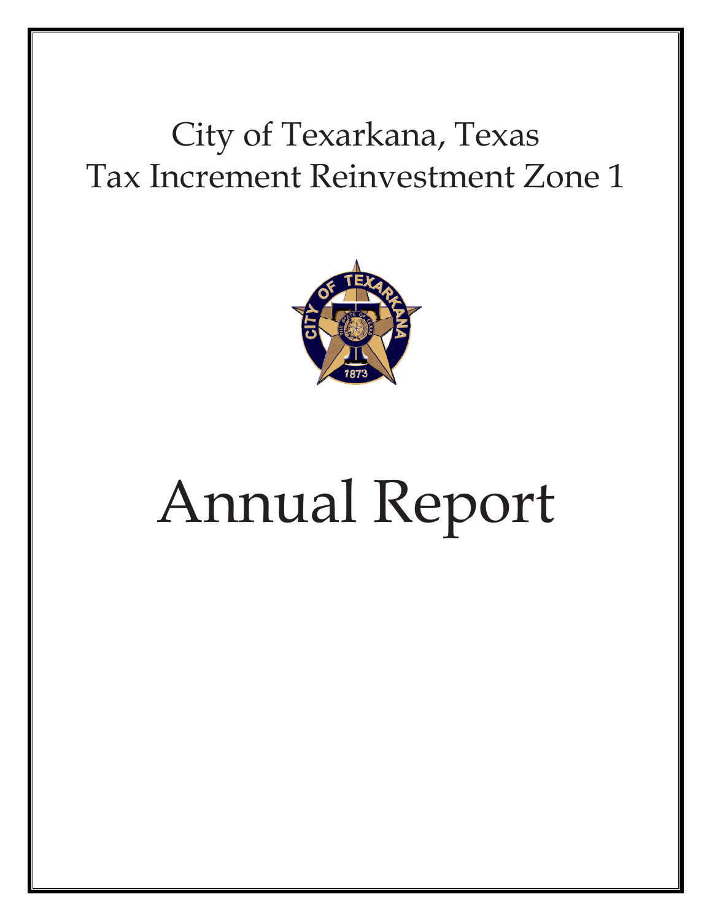# City of Texarkana, Texas
# Tax Increment Reinvestment Zone 1

# Annual Report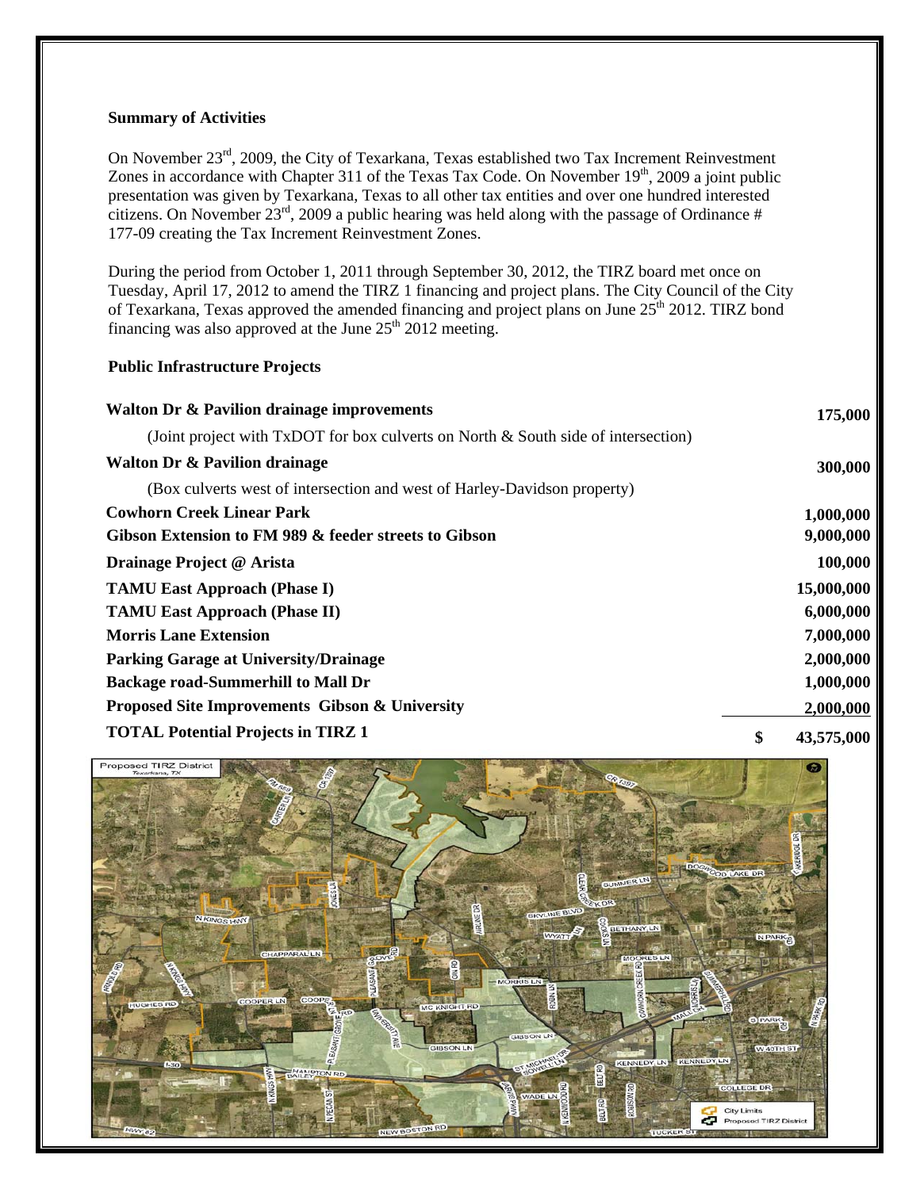**Summary of Activities**

On November 23rd, 2009, the City of Texarkana, Texas established two Tax Increment Reinvestment Zones in accordance with Chapter 311 of the Texas Tax Code. On November 19th, 2009 a joint public presentation was given by Texarkana, Texas to all other tax entities and over one hundred interested citizens. On November 23rd, 2009 a public hearing was held along with the passage of Ordinance # 177-09 creating the Tax Increment Reinvestment Zones.

During the period from October 1, 2011 through September 30, 2012, the TIRZ board met once on Tuesday, April 17, 2012 to amend the TIRZ 1 financing and project plans. The City Council of the City of Texarkana, Texas approved the amended financing and project plans on June 25th 2012. TIRZ bond financing was also approved at the June 25th 2012 meeting.

**Public Infrastructure Projects**

| | |
|---|---|
| **Walton Dr & Pavilion drainage improvements** | **175,000** |
| (Joint project with TxDOT for box culverts on North & South side of intersection) | |
| **Walton Dr & Pavilion drainage** | **300,000** |
| (Box culverts west of intersection and west of Harley-Davidson property) | |
| **Cowhorn Creek Linear Park** | **1,000,000** |
| **Gibson Extension to FM 989 & feeder streets to Gibson** | **9,000,000** |
| **Drainage Project @ Arista** | **100,000** |
| **TAMU East Approach (Phase I)** | **15,000,000** |
| **TAMU East Approach (Phase II)** | **6,000,000** |
| **Morris Lane Extension** | **7,000,000** |
| **Parking Garage at University/Drainage** | **2,000,000** |
| **Backage road-Summerhill to Mall Dr** | **1,000,000** |
| **Proposed Site Improvements Gibson & University** | **2,000,000** |
| **TOTAL Potential Projects in TIRZ 1** | **$ 43,575,000** |

Proposed TIRZ District
Texarkana, TX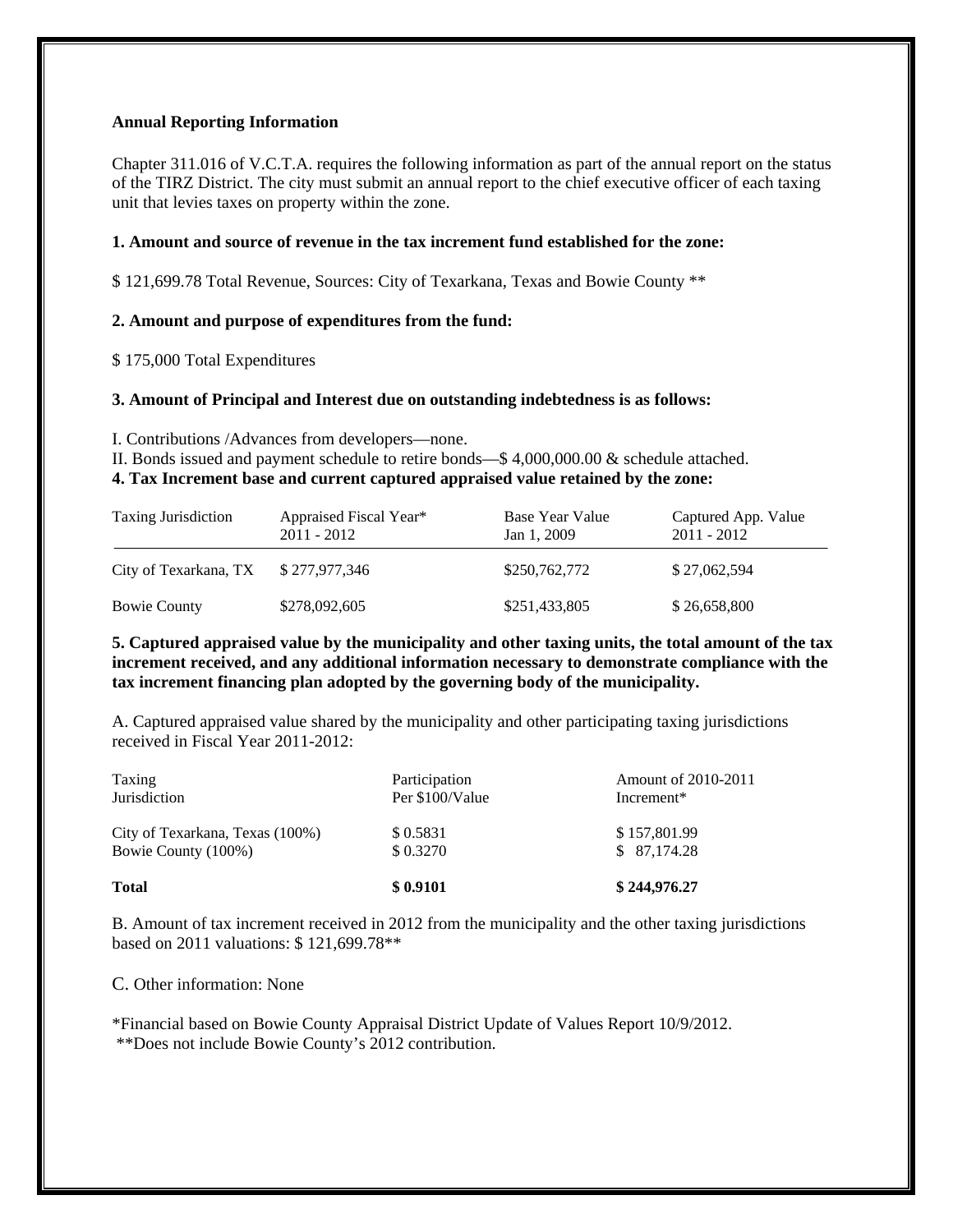**Annual Reporting Information**

Chapter 311.016 of V.C.T.A. requires the following information as part of the annual report on the status of the TIRZ District. The city must submit an annual report to the chief executive officer of each taxing unit that levies taxes on property within the zone.

**1. Amount and source of revenue in the tax increment fund established for the zone:**

$ 121,699.78 Total Revenue, Sources: City of Texarkana, Texas and Bowie County **

**2. Amount and purpose of expenditures from the fund:**

$ 175,000 Total Expenditures

**3. Amount of Principal and Interest due on outstanding indebtedness is as follows:**

I. Contributions /Advances from developers—none.

II. Bonds issued and payment schedule to retire bonds—$ 4,000,000.00 & schedule attached.

**4. Tax Increment base and current captured appraised value retained by the zone:**

| Taxing Jurisdiction | Appraised Fiscal Year* 2011 - 2012 | Base Year Value Jan 1, 2009 | Captured App. Value 2011 - 2012 |
|---|---|---|---|
| City of Texarkana, TX | $ 277,977,346 | $250,762,772 | $ 27,062,594 |
| Bowie County | $278,092,605 | $251,433,805 | $ 26,658,800 |

**5. Captured appraised value by the municipality and other taxing units, the total amount of the tax increment received, and any additional information necessary to demonstrate compliance with the tax increment financing plan adopted by the governing body of the municipality.**

A. Captured appraised value shared by the municipality and other participating taxing jurisdictions received in Fiscal Year 2011-2012:

| Taxing Jurisdiction | Participation Per $100/Value | Amount of 2010-2011 Increment* |
|---|---|---|
| City of Texarkana, Texas (100%) | $ 0.5831 | $ 157,801.99 |
| Bowie County (100%) | $ 0.3270 | $ 87,174.28 |
| **Total** | **$ 0.9101** | **$ 244,976.27** |

B. Amount of tax increment received in 2012 from the municipality and the other taxing jurisdictions based on 2011 valuations: $ 121,699.78**

C. Other information: None

*Financial based on Bowie County Appraisal District Update of Values Report 10/9/2012.

**Does not include Bowie County's 2012 contribution.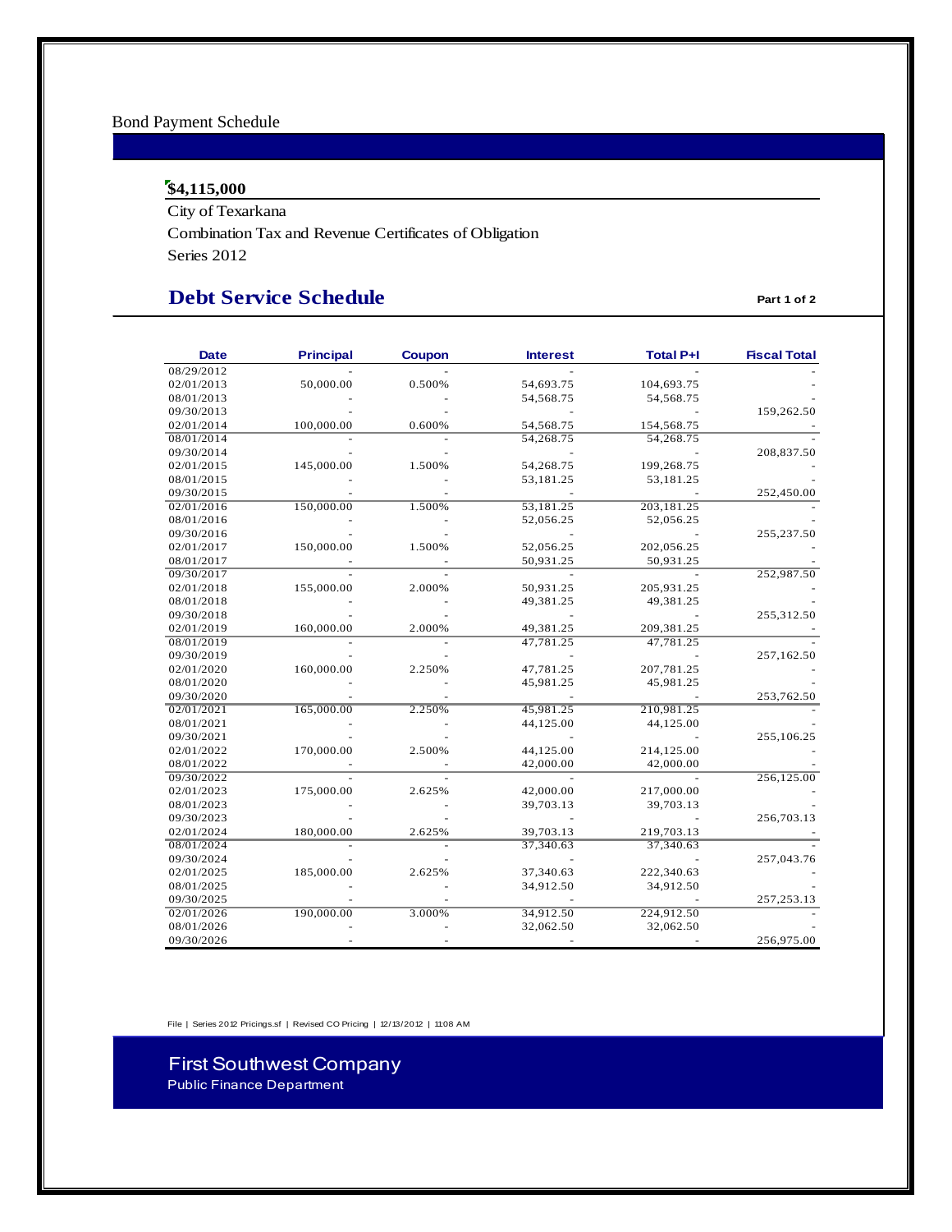Bond Payment Schedule

**$4,115,000**

City of Texarkana

Combination Tax and Revenue Certificates of Obligation

Series 2012

## Debt Service Schedule

**Part 1 of 2**

| Date | Principal | Coupon | Interest | Total P+I | Fiscal Total |
|---|---|---|---|---|---|
| 08/29/2012 | - | - | - | - | - |
| 02/01/2013 | 50,000.00 | 0.500% | 54,693.75 | 104,693.75 | - |
| 08/01/2013 | - | - | 54,568.75 | 54,568.75 | - |
| 09/30/2013 | - | - | - | - | 159,262.50 |
| 02/01/2014 | 100,000.00 | 0.600% | 54,568.75 | 154,568.75 | - |
| 08/01/2014 | - | - | 54,268.75 | 54,268.75 | - |
| 09/30/2014 | - | - | - | - | 208,837.50 |
| 02/01/2015 | 145,000.00 | 1.500% | 54,268.75 | 199,268.75 | - |
| 08/01/2015 | - | - | 53,181.25 | 53,181.25 | - |
| 09/30/2015 | - | - | - | - | 252,450.00 |
| 02/01/2016 | 150,000.00 | 1.500% | 53,181.25 | 203,181.25 | - |
| 08/01/2016 | - | - | 52,056.25 | 52,056.25 | - |
| 09/30/2016 | - | - | - | - | 255,237.50 |
| 02/01/2017 | 150,000.00 | 1.500% | 52,056.25 | 202,056.25 | - |
| 08/01/2017 | - | - | 50,931.25 | 50,931.25 | - |
| 09/30/2017 | - | - | - | - | 252,987.50 |
| 02/01/2018 | 155,000.00 | 2.000% | 50,931.25 | 205,931.25 | - |
| 08/01/2018 | - | - | 49,381.25 | 49,381.25 | - |
| 09/30/2018 | - | - | - | - | 255,312.50 |
| 02/01/2019 | 160,000.00 | 2.000% | 49,381.25 | 209,381.25 | - |
| 08/01/2019 | - | - | 47,781.25 | 47,781.25 | - |
| 09/30/2019 | - | - | - | - | 257,162.50 |
| 02/01/2020 | 160,000.00 | 2.250% | 47,781.25 | 207,781.25 | - |
| 08/01/2020 | - | - | 45,981.25 | 45,981.25 | - |
| 09/30/2020 | - | - | - | - | 253,762.50 |
| 02/01/2021 | 165,000.00 | 2.250% | 45,981.25 | 210,981.25 | - |
| 08/01/2021 | - | - | 44,125.00 | 44,125.00 | - |
| 09/30/2021 | - | - | - | - | 255,106.25 |
| 02/01/2022 | 170,000.00 | 2.500% | 44,125.00 | 214,125.00 | - |
| 08/01/2022 | - | - | 42,000.00 | 42,000.00 | - |
| 09/30/2022 | - | - | - | - | 256,125.00 |
| 02/01/2023 | 175,000.00 | 2.625% | 42,000.00 | 217,000.00 | - |
| 08/01/2023 | - | - | 39,703.13 | 39,703.13 | - |
| 09/30/2023 | - | - | - | - | 256,703.13 |
| 02/01/2024 | 180,000.00 | 2.625% | 39,703.13 | 219,703.13 | - |
| 08/01/2024 | - | - | 37,340.63 | 37,340.63 | - |
| 09/30/2024 | - | - | - | - | 257,043.76 |
| 02/01/2025 | 185,000.00 | 2.625% | 37,340.63 | 222,340.63 | - |
| 08/01/2025 | - | - | 34,912.50 | 34,912.50 | - |
| 09/30/2025 | - | - | - | - | 257,253.13 |
| 02/01/2026 | 190,000.00 | 3.000% | 34,912.50 | 224,912.50 | - |
| 08/01/2026 | - | - | 32,062.50 | 32,062.50 | - |
| 09/30/2026 | - | - | - | - | 256,975.00 |

File | Series 2012 Pricings.sf | Revised CO Pricing | 12/13/2012 | 11:08 AM

First Southwest Company
Public Finance Department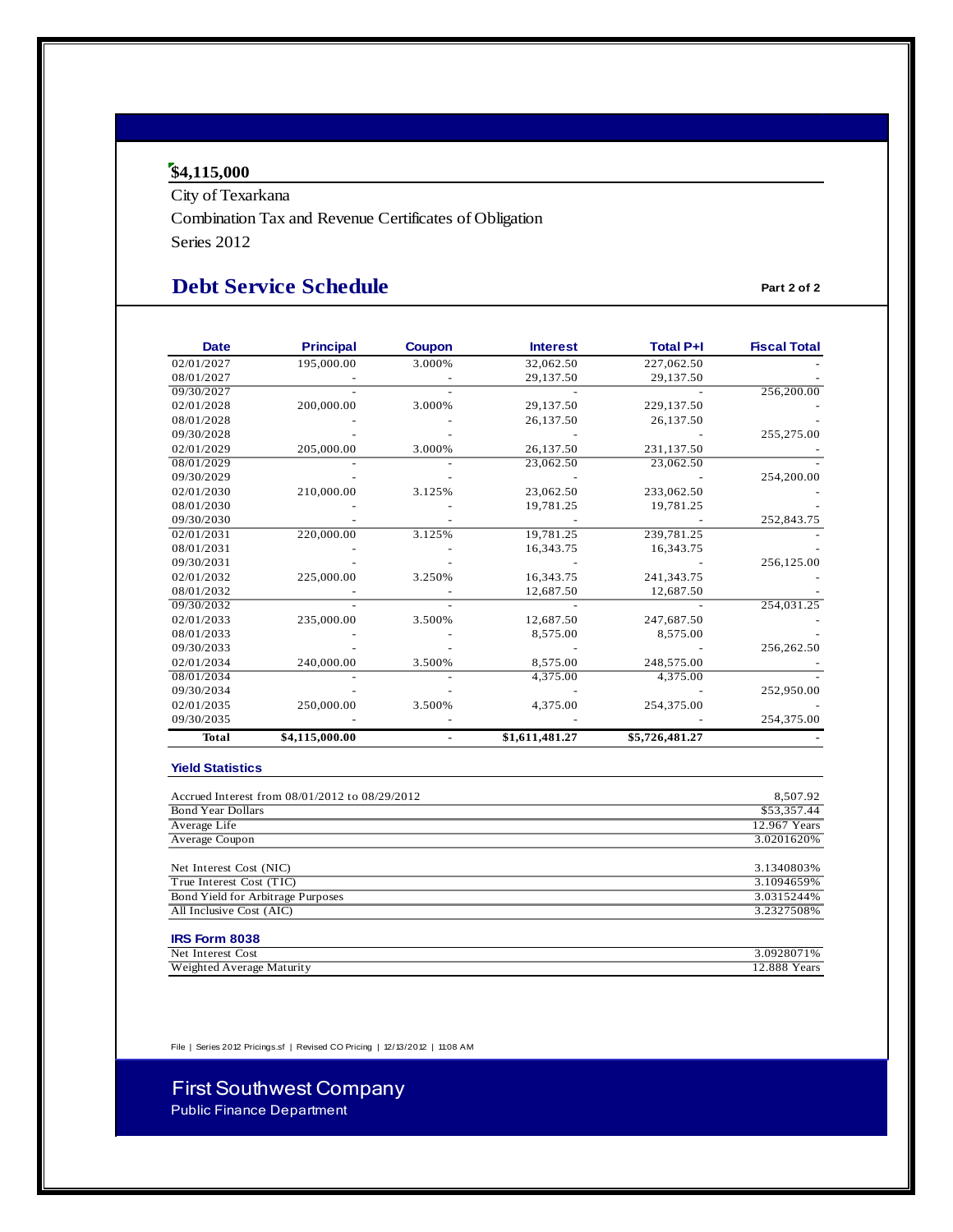**$4,115,000**

City of Texarkana

Combination Tax and Revenue Certificates of Obligation

Series 2012

## Debt Service Schedule

Part 2 of 2

| Date | Principal | Coupon | Interest | Total P+I | Fiscal Total |
|---|---|---|---|---|---|
| 02/01/2027 | 195,000.00 | 3.000% | 32,062.50 | 227,062.50 | - |
| 08/01/2027 | - | - | 29,137.50 | 29,137.50 | - |
| 09/30/2027 | - | - | - | - | 256,200.00 |
| 02/01/2028 | 200,000.00 | 3.000% | 29,137.50 | 229,137.50 | - |
| 08/01/2028 | - | - | 26,137.50 | 26,137.50 | - |
| 09/30/2028 | - | - | - | - | 255,275.00 |
| 02/01/2029 | 205,000.00 | 3.000% | 26,137.50 | 231,137.50 | - |
| 08/01/2029 | - | - | 23,062.50 | 23,062.50 | - |
| 09/30/2029 | - | - | - | - | 254,200.00 |
| 02/01/2030 | 210,000.00 | 3.125% | 23,062.50 | 233,062.50 | - |
| 08/01/2030 | - | - | 19,781.25 | 19,781.25 | - |
| 09/30/2030 | - | - | - | - | 252,843.75 |
| 02/01/2031 | 220,000.00 | 3.125% | 19,781.25 | 239,781.25 | - |
| 08/01/2031 | - | - | 16,343.75 | 16,343.75 | - |
| 09/30/2031 | - | - | - | - | 256,125.00 |
| 02/01/2032 | 225,000.00 | 3.250% | 16,343.75 | 241,343.75 | - |
| 08/01/2032 | - | - | 12,687.50 | 12,687.50 | - |
| 09/30/2032 | - | - | - | - | 254,031.25 |
| 02/01/2033 | 235,000.00 | 3.500% | 12,687.50 | 247,687.50 | - |
| 08/01/2033 | - | - | 8,575.00 | 8,575.00 | - |
| 09/30/2033 | - | - | - | - | 256,262.50 |
| 02/01/2034 | 240,000.00 | 3.500% | 8,575.00 | 248,575.00 | - |
| 08/01/2034 | - | - | 4,375.00 | 4,375.00 | - |
| 09/30/2034 | - | - | - | - | 252,950.00 |
| 02/01/2035 | 250,000.00 | 3.500% | 4,375.00 | 254,375.00 | - |
| 09/30/2035 | - | - | - | - | 254,375.00 |
| **Total** | **$4,115,000.00** | **-** | **$1,611,481.27** | **$5,726,481.27** | **-** |

### Yield Statistics

| | |
|---|---|
| Accrued Interest from 08/01/2012 to 08/29/2012 | 8,507.92 |
| Bond Year Dollars | $53,357.44 |
| Average Life | 12.967 Years |
| Average Coupon | 3.0201620% |
| Net Interest Cost (NIC) | 3.1340803% |
| True Interest Cost (TIC) | 3.1094659% |
| Bond Yield for Arbitrage Purposes | 3.0315244% |
| All Inclusive Cost (AIC) | 3.2327508% |

### IRS Form 8038

| | |
|---|---|
| Net Interest Cost | 3.0928071% |
| Weighted Average Maturity | 12.888 Years |

File | Series 2012 Pricings.sf | Revised CO Pricing | 12/13/2012 | 11:08 AM

First Southwest Company

Public Finance Department